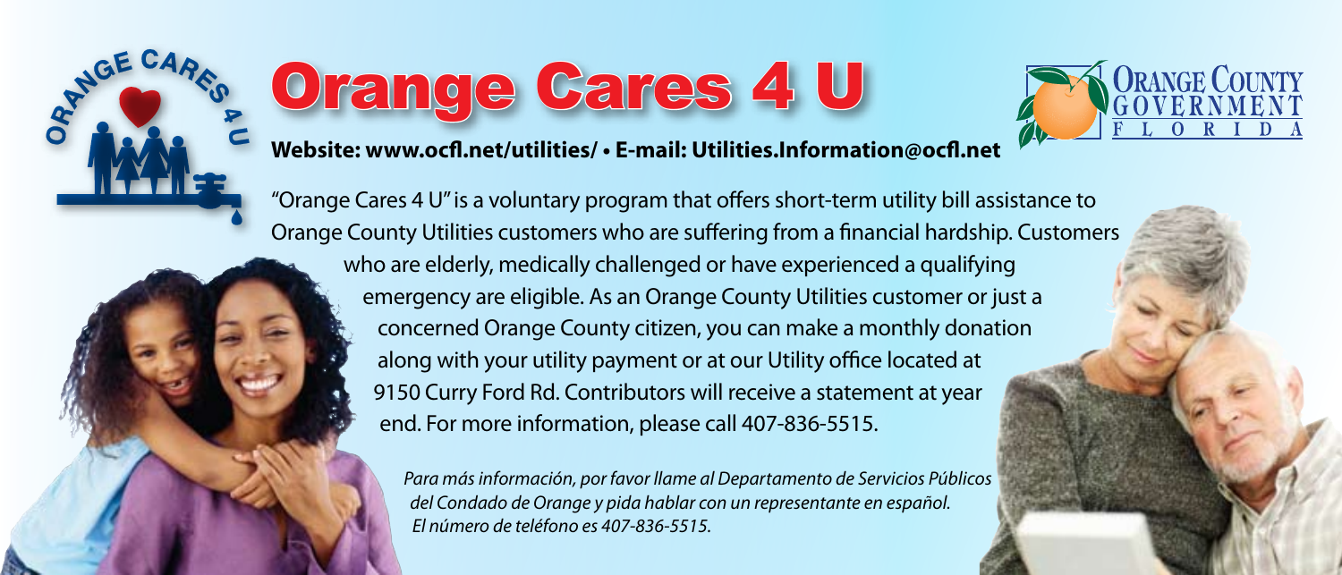# Orange Cares 4 U

**Website: www.ocfl.net/utilities/ • E-mail: Utilities.Information@ocfl.net**

"Orange Cares 4 U" is a voluntary program that offers short-term utility bill assistance to Orange County Utilities customers who are suffering from a financial hardship. Customers who are elderly, medically challenged or have experienced a qualifying emergency are eligible. As an Orange County Utilities customer or just a concerned Orange County citizen, you can make a monthly donation along with your utility payment or at our Utility office located at 9150 Curry Ford Rd. Contributors will receive a statement at year end. For more information, please call 407-836-5515.

*Para más información, por favor llame al Departamento de Servicios Públicos del Condado de Orange y pida hablar con un representante en español. El número de teléfono es 407-836-5515.*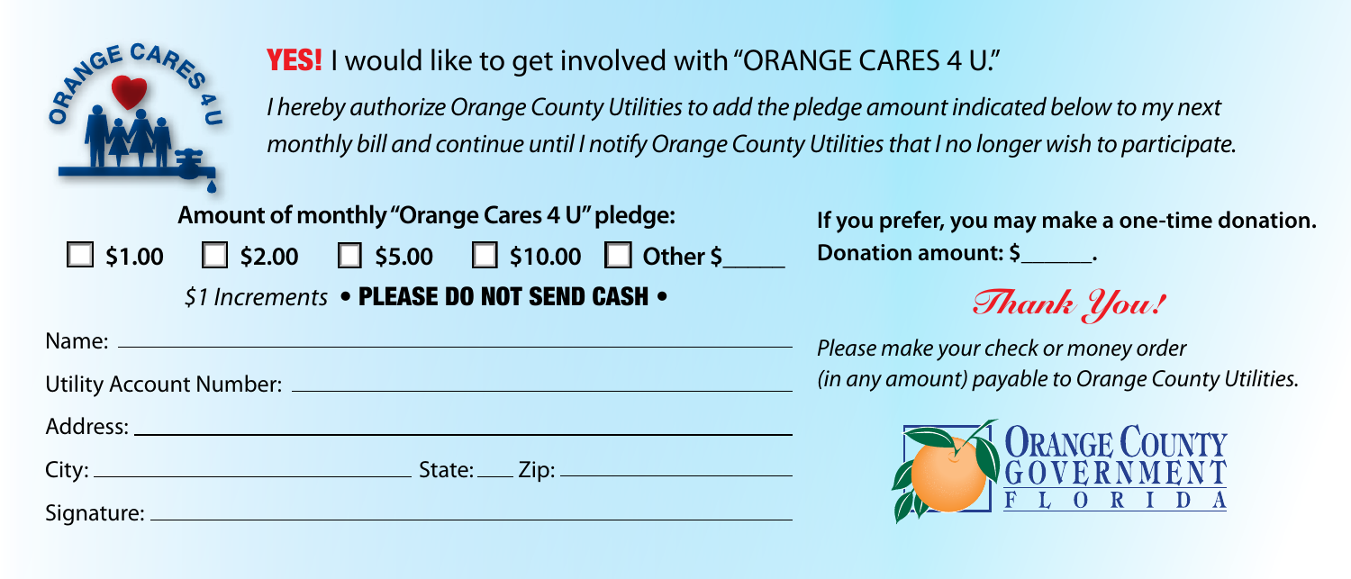**YES!** I would like to get involved with "ORANGE CARES 4 U."

*I hereby authorize Orange County Utilities to add the pledge amount indicated below to my next monthly bill and continue until I notify Orange County Utilities that I no longer wish to participate.*

**Amount of monthly "Orange Cares 4 U" pledge:**

☐ **$1.00** ☐ **$2.00** ☐ **$5.00** ☐ **$10.00** ☐ **Other $_____**

*$1 Increments* • **PLEASE DO NOT SEND CASH** •

Name: ______________________________

Utility Account Number: ______________________________

Address: ______________________________

City: ____________________ State: ____ Zip: ____________________

Signature: ______________________________

**If you prefer, you may make a one-time donation.**
**Donation amount: $_______.**

*Thank You!*

*Please make your check or money order (in any amount) payable to Orange County Utilities.*

ORANGE COUNTY GOVERNMENT FLORIDA